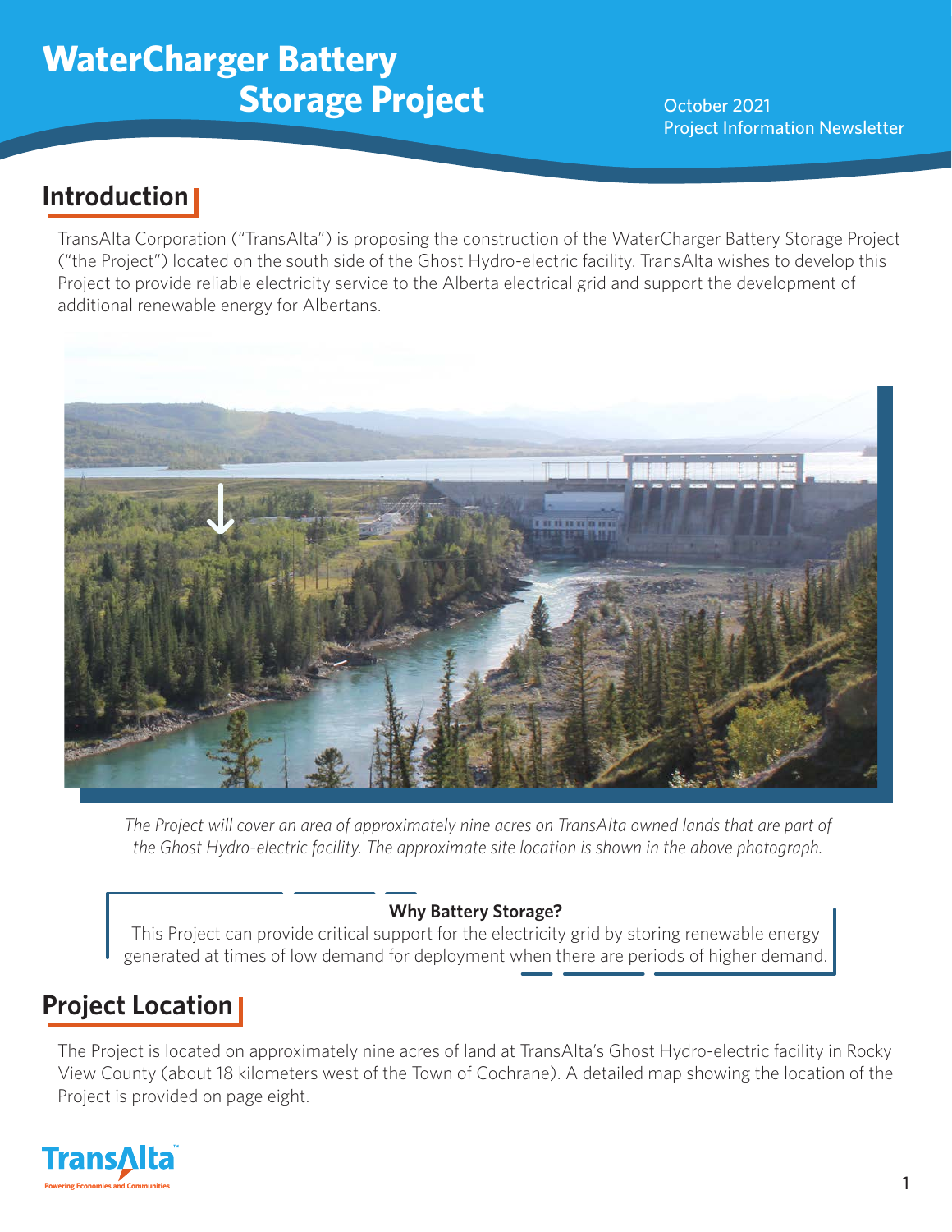# WaterCharger Battery Storage Project

October 2021
Project Information Newsletter

## Introduction

TransAlta Corporation ("TransAlta") is proposing the construction of the WaterCharger Battery Storage Project ("the Project") located on the south side of the Ghost Hydro-electric facility. TransAlta wishes to develop this Project to provide reliable electricity service to the Alberta electrical grid and support the development of additional renewable energy for Albertans.

*The Project will cover an area of approximately nine acres on TransAlta owned lands that are part of the Ghost Hydro-electric facility. The approximate site location is shown in the above photograph.*

**Why Battery Storage?**

This Project can provide critical support for the electricity grid by storing renewable energy generated at times of low demand for deployment when there are periods of higher demand.

## Project Location

The Project is located on approximately nine acres of land at TransAlta's Ghost Hydro-electric facility in Rocky View County (about 18 kilometers west of the Town of Cochrane). A detailed map showing the location of the Project is provided on page eight.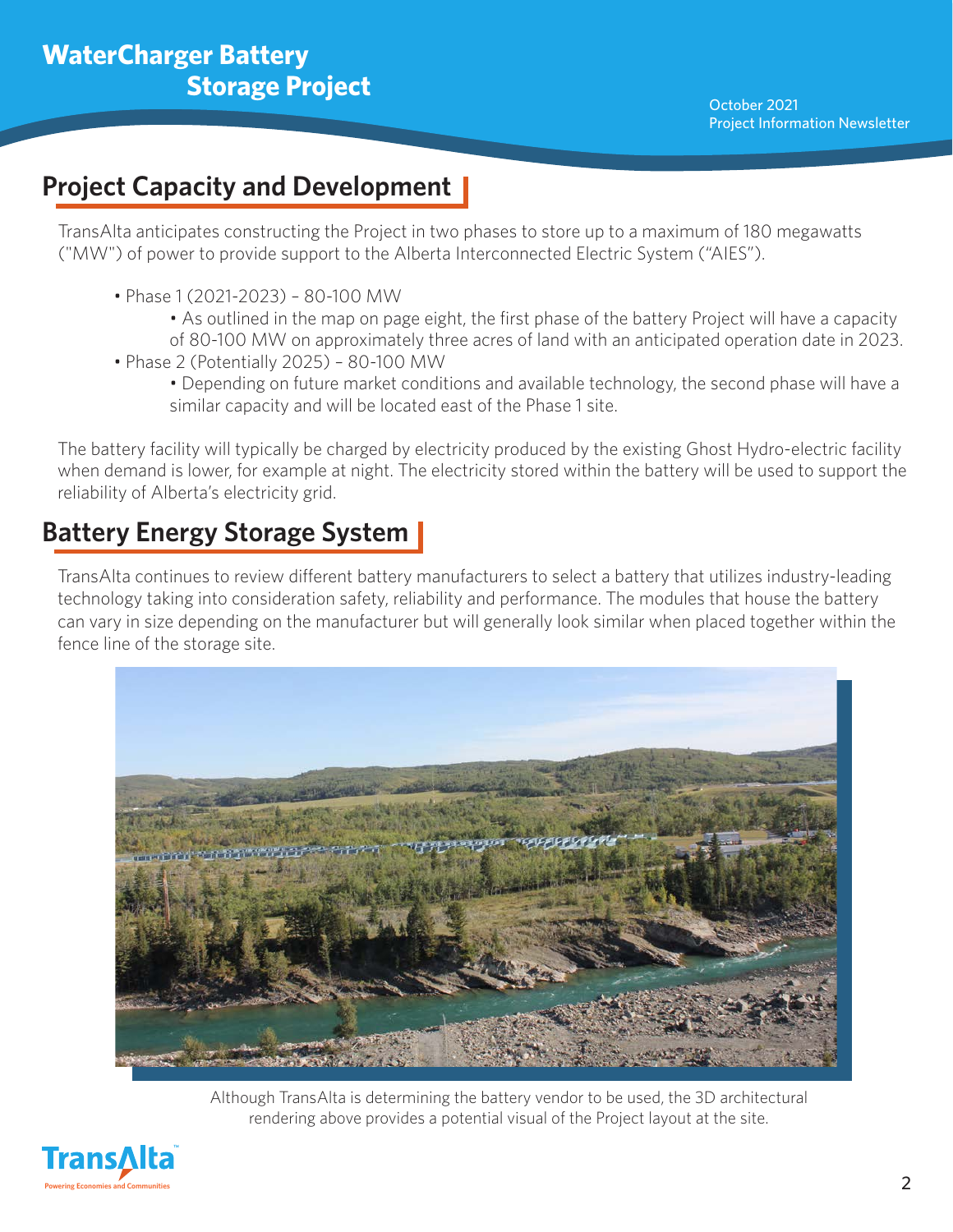## Project Capacity and Development

TransAlta anticipates constructing the Project in two phases to store up to a maximum of 180 megawatts ("MW") of power to provide support to the Alberta Interconnected Electric System ("AIES").

- Phase 1 (2021-2023) – 80-100 MW
  - As outlined in the map on page eight, the first phase of the battery Project will have a capacity of 80-100 MW on approximately three acres of land with an anticipated operation date in 2023.
- Phase 2 (Potentially 2025) – 80-100 MW
  - Depending on future market conditions and available technology, the second phase will have a similar capacity and will be located east of the Phase 1 site.

The battery facility will typically be charged by electricity produced by the existing Ghost Hydro-electric facility when demand is lower, for example at night. The electricity stored within the battery will be used to support the reliability of Alberta's electricity grid.

## Battery Energy Storage System

TransAlta continues to review different battery manufacturers to select a battery that utilizes industry-leading technology taking into consideration safety, reliability and performance. The modules that house the battery can vary in size depending on the manufacturer but will generally look similar when placed together within the fence line of the storage site.

Although TransAlta is determining the battery vendor to be used, the 3D architectural rendering above provides a potential visual of the Project layout at the site.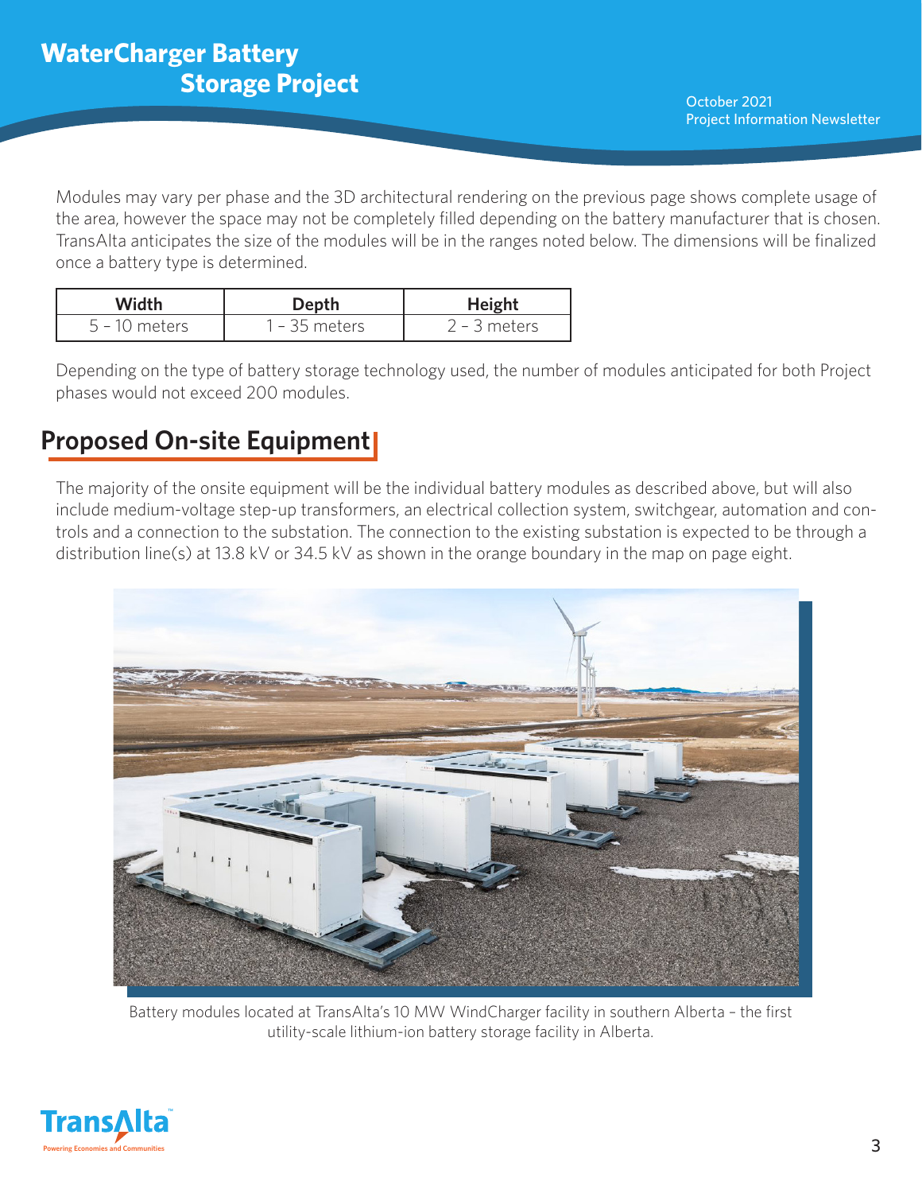Modules may vary per phase and the 3D architectural rendering on the previous page shows complete usage of the area, however the space may not be completely filled depending on the battery manufacturer that is chosen. TransAlta anticipates the size of the modules will be in the ranges noted below. The dimensions will be finalized once a battery type is determined.

| Width | Depth | Height |
| --- | --- | --- |
| 5 - 10 meters | 1 - 35 meters | 2 - 3 meters |

Depending on the type of battery storage technology used, the number of modules anticipated for both Project phases would not exceed 200 modules.

## Proposed On-site Equipment

The majority of the onsite equipment will be the individual battery modules as described above, but will also include medium-voltage step-up transformers, an electrical collection system, switchgear, automation and controls and a connection to the substation. The connection to the existing substation is expected to be through a distribution line(s) at 13.8 kV or 34.5 kV as shown in the orange boundary in the map on page eight.

Battery modules located at TransAlta's 10 MW WindCharger facility in southern Alberta – the first utility-scale lithium-ion battery storage facility in Alberta.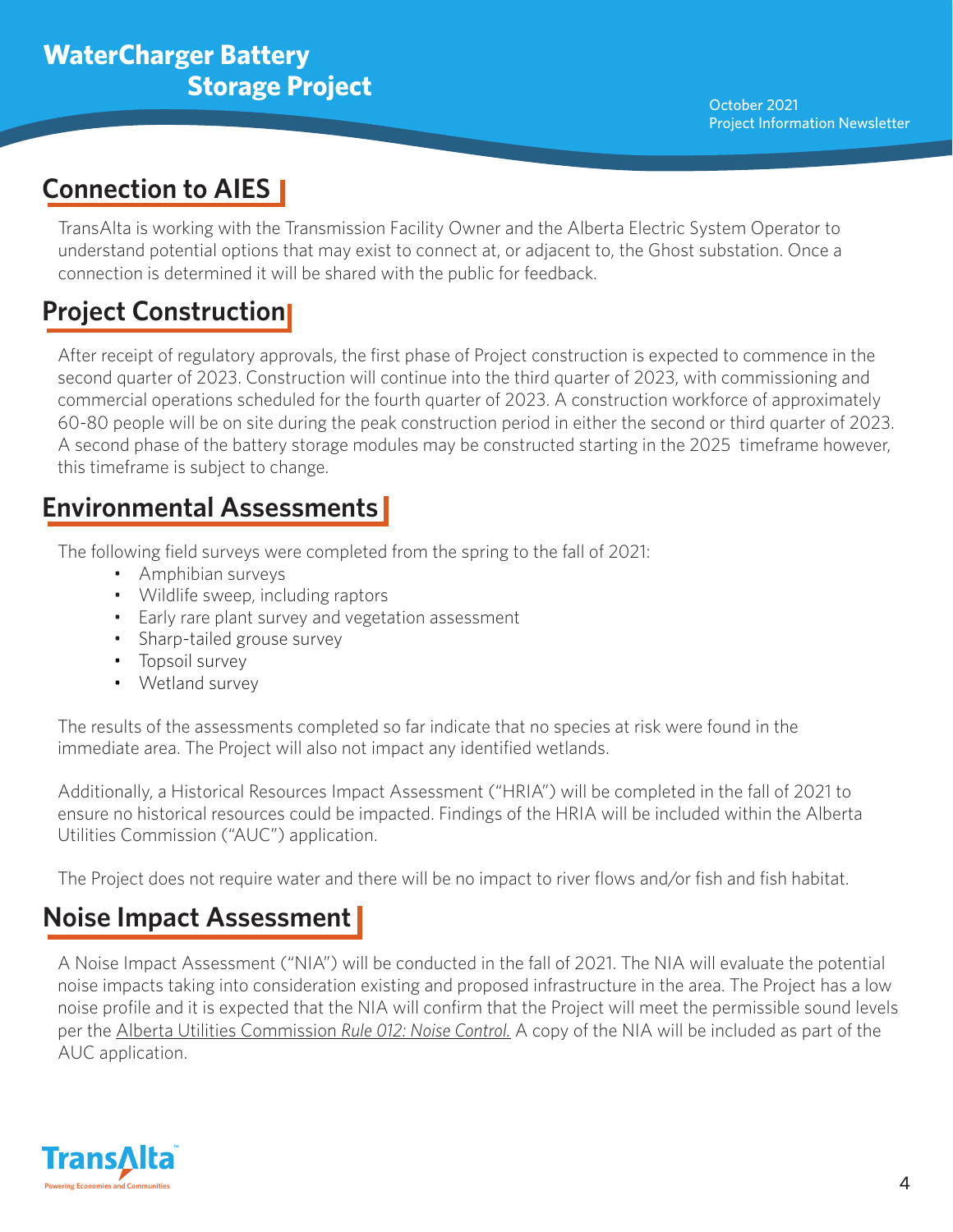## Connection to AIES

TransAlta is working with the Transmission Facility Owner and the Alberta Electric System Operator to understand potential options that may exist to connect at, or adjacent to, the Ghost substation. Once a connection is determined it will be shared with the public for feedback.

## Project Construction

After receipt of regulatory approvals, the first phase of Project construction is expected to commence in the second quarter of 2023. Construction will continue into the third quarter of 2023, with commissioning and commercial operations scheduled for the fourth quarter of 2023. A construction workforce of approximately 60-80 people will be on site during the peak construction period in either the second or third quarter of 2023. A second phase of the battery storage modules may be constructed starting in the 2025 timeframe however, this timeframe is subject to change.

## Environmental Assessments

The following field surveys were completed from the spring to the fall of 2021:

- Amphibian surveys
- Wildlife sweep, including raptors
- Early rare plant survey and vegetation assessment
- Sharp-tailed grouse survey
- Topsoil survey
- Wetland survey

The results of the assessments completed so far indicate that no species at risk were found in the immediate area. The Project will also not impact any identified wetlands.

Additionally, a Historical Resources Impact Assessment ("HRIA") will be completed in the fall of 2021 to ensure no historical resources could be impacted. Findings of the HRIA will be included within the Alberta Utilities Commission ("AUC") application.

The Project does not require water and there will be no impact to river flows and/or fish and fish habitat.

## Noise Impact Assessment

A Noise Impact Assessment ("NIA") will be conducted in the fall of 2021. The NIA will evaluate the potential noise impacts taking into consideration existing and proposed infrastructure in the area. The Project has a low noise profile and it is expected that the NIA will confirm that the Project will meet the permissible sound levels per the Alberta Utilities Commission *Rule 012: Noise Control.* A copy of the NIA will be included as part of the AUC application.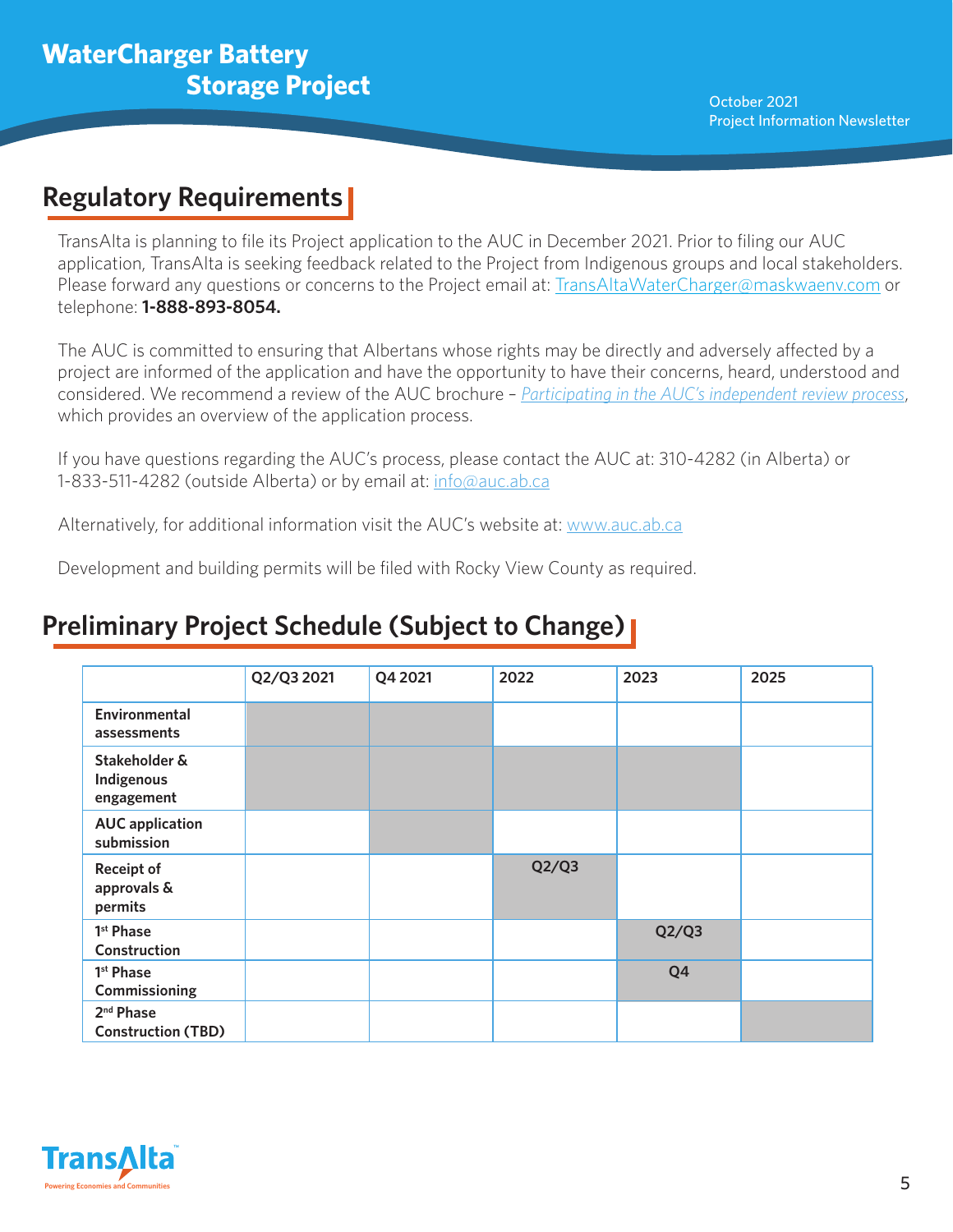## Regulatory Requirements

TransAlta is planning to file its Project application to the AUC in December 2021. Prior to filing our AUC application, TransAlta is seeking feedback related to the Project from Indigenous groups and local stakeholders. Please forward any questions or concerns to the Project email at: TransAltaWaterCharger@maskwaenv.com or telephone: **1-888-893-8054.**

The AUC is committed to ensuring that Albertans whose rights may be directly and adversely affected by a project are informed of the application and have the opportunity to have their concerns, heard, understood and considered. We recommend a review of the AUC brochure – *Participating in the AUC's independent review process*, which provides an overview of the application process.

If you have questions regarding the AUC's process, please contact the AUC at: 310-4282 (in Alberta) or 1-833-511-4282 (outside Alberta) or by email at: info@auc.ab.ca

Alternatively, for additional information visit the AUC's website at: www.auc.ab.ca

Development and building permits will be filed with Rocky View County as required.

## Preliminary Project Schedule (Subject to Change)

| | Q2/Q3 2021 | Q4 2021 | 2022 | 2023 | 2025 |
|---|---|---|---|---|---|
| Environmental assessments | ■ | ■ | | | |
| Stakeholder & Indigenous engagement | ■ | ■ | ■ | ■ | |
| AUC application submission | | ■ | | | |
| Receipt of approvals & permits | | | Q2/Q3 | | |
| 1st Phase Construction | | | | Q2/Q3 | |
| 1st Phase Commissioning | | | | Q4 | |
| 2nd Phase Construction (TBD) | | | | | ■ |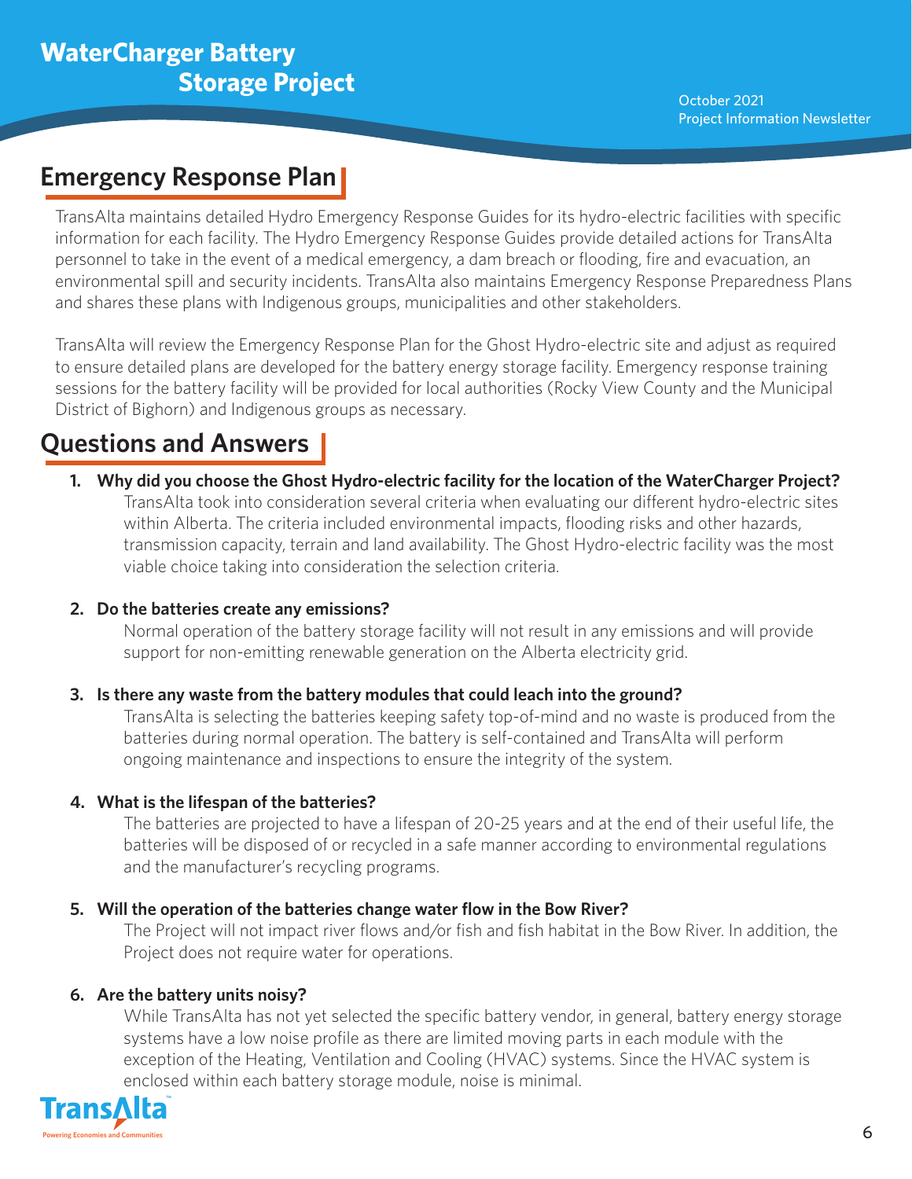## Emergency Response Plan

TransAlta maintains detailed Hydro Emergency Response Guides for its hydro-electric facilities with specific information for each facility. The Hydro Emergency Response Guides provide detailed actions for TransAlta personnel to take in the event of a medical emergency, a dam breach or flooding, fire and evacuation, an environmental spill and security incidents. TransAlta also maintains Emergency Response Preparedness Plans and shares these plans with Indigenous groups, municipalities and other stakeholders.

TransAlta will review the Emergency Response Plan for the Ghost Hydro-electric site and adjust as required to ensure detailed plans are developed for the battery energy storage facility. Emergency response training sessions for the battery facility will be provided for local authorities (Rocky View County and the Municipal District of Bighorn) and Indigenous groups as necessary.

## Questions and Answers

1. **Why did you choose the Ghost Hydro-electric facility for the location of the WaterCharger Project?**
   TransAlta took into consideration several criteria when evaluating our different hydro-electric sites within Alberta. The criteria included environmental impacts, flooding risks and other hazards, transmission capacity, terrain and land availability. The Ghost Hydro-electric facility was the most viable choice taking into consideration the selection criteria.

2. **Do the batteries create any emissions?**
   Normal operation of the battery storage facility will not result in any emissions and will provide support for non-emitting renewable generation on the Alberta electricity grid.

3. **Is there any waste from the battery modules that could leach into the ground?**
   TransAlta is selecting the batteries keeping safety top-of-mind and no waste is produced from the batteries during normal operation. The battery is self-contained and TransAlta will perform ongoing maintenance and inspections to ensure the integrity of the system.

4. **What is the lifespan of the batteries?**
   The batteries are projected to have a lifespan of 20-25 years and at the end of their useful life, the batteries will be disposed of or recycled in a safe manner according to environmental regulations and the manufacturer's recycling programs.

5. **Will the operation of the batteries change water flow in the Bow River?**
   The Project will not impact river flows and/or fish and fish habitat in the Bow River. In addition, the Project does not require water for operations.

6. **Are the battery units noisy?**
   While TransAlta has not yet selected the specific battery vendor, in general, battery energy storage systems have a low noise profile as there are limited moving parts in each module with the exception of the Heating, Ventilation and Cooling (HVAC) systems. Since the HVAC system is enclosed within each battery storage module, noise is minimal.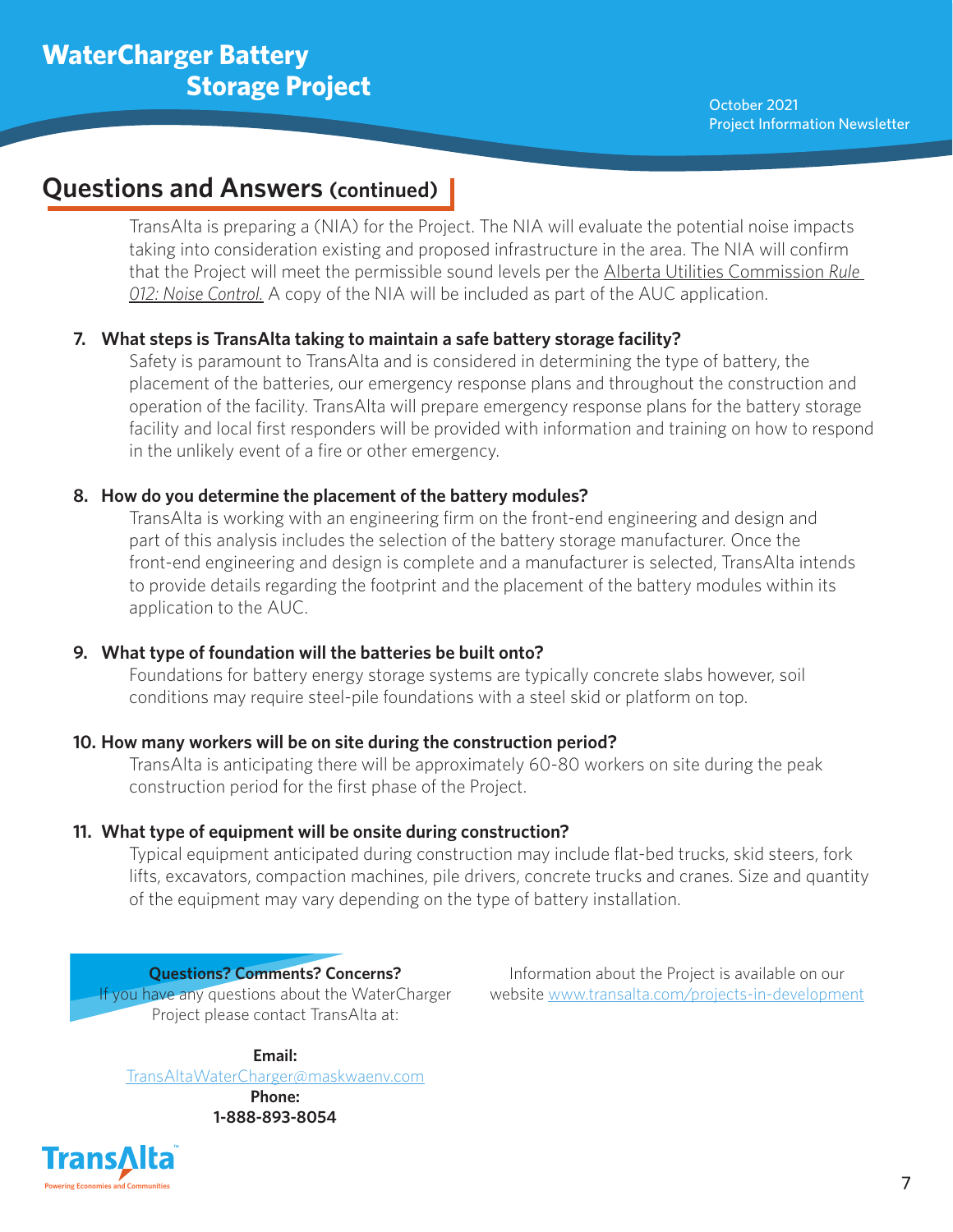## Questions and Answers (continued)

TransAlta is preparing a (NIA) for the Project. The NIA will evaluate the potential noise impacts taking into consideration existing and proposed infrastructure in the area. The NIA will confirm that the Project will meet the permissible sound levels per the Alberta Utilities Commission *Rule 012: Noise Control.* A copy of the NIA will be included as part of the AUC application.

**7. What steps is TransAlta taking to maintain a safe battery storage facility?**

Safety is paramount to TransAlta and is considered in determining the type of battery, the placement of the batteries, our emergency response plans and throughout the construction and operation of the facility. TransAlta will prepare emergency response plans for the battery storage facility and local first responders will be provided with information and training on how to respond in the unlikely event of a fire or other emergency.

**8. How do you determine the placement of the battery modules?**

TransAlta is working with an engineering firm on the front-end engineering and design and part of this analysis includes the selection of the battery storage manufacturer. Once the front-end engineering and design is complete and a manufacturer is selected, TransAlta intends to provide details regarding the footprint and the placement of the battery modules within its application to the AUC.

**9. What type of foundation will the batteries be built onto?**

Foundations for battery energy storage systems are typically concrete slabs however, soil conditions may require steel-pile foundations with a steel skid or platform on top.

**10. How many workers will be on site during the construction period?**

TransAlta is anticipating there will be approximately 60-80 workers on site during the peak construction period for the first phase of the Project.

**11. What type of equipment will be onsite during construction?**

Typical equipment anticipated during construction may include flat-bed trucks, skid steers, fork lifts, excavators, compaction machines, pile drivers, concrete trucks and cranes. Size and quantity of the equipment may vary depending on the type of battery installation.

**Questions? Comments? Concerns?**

If you have any questions about the WaterCharger Project please contact TransAlta at:

**Email:**
TransAltaWaterCharger@maskwaenv.com

**Phone:**
**1-888-893-8054**

Information about the Project is available on our website www.transalta.com/projects-in-development

TransAlta
Powering Economies and Communities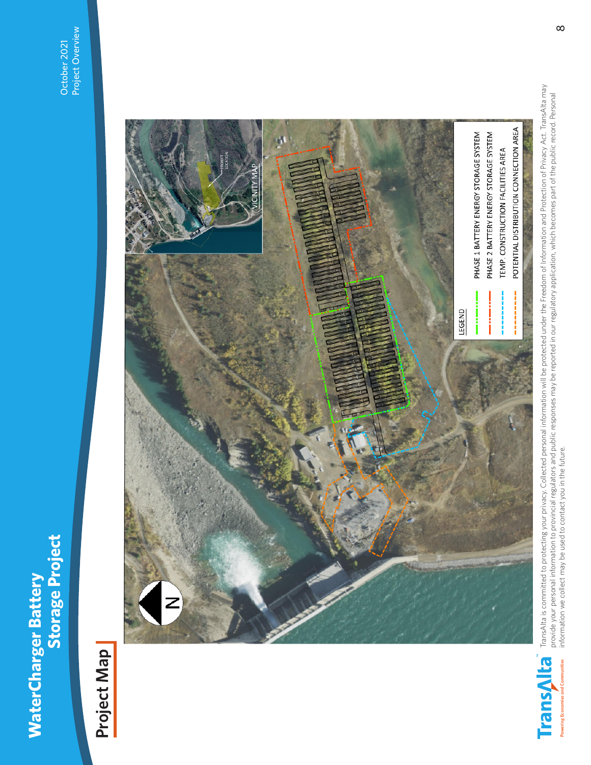# Project Map

VICINITY MAP

PROJECT LOCATION

N

LEGEND

PHASE 1 BATTERY ENERGY STORAGE SYSTEM

PHASE 2 BATTERY ENERGY STORAGE SYSTEM

TEMP. CONSTRUCTION FACILITIES AREA

POTENTIAL DISTRIBUTION CONNECTION AREA

TransAlta is committed to protecting your privacy. Collected personal information will be protected under the Freedom of Information and Protection of Privacy Act. TransAlta may provide your personal information to provincial regulators and public responses may be reported in our regulatory application, which becomes part of the public record. Personal information we collect may be used to contact you in the future.